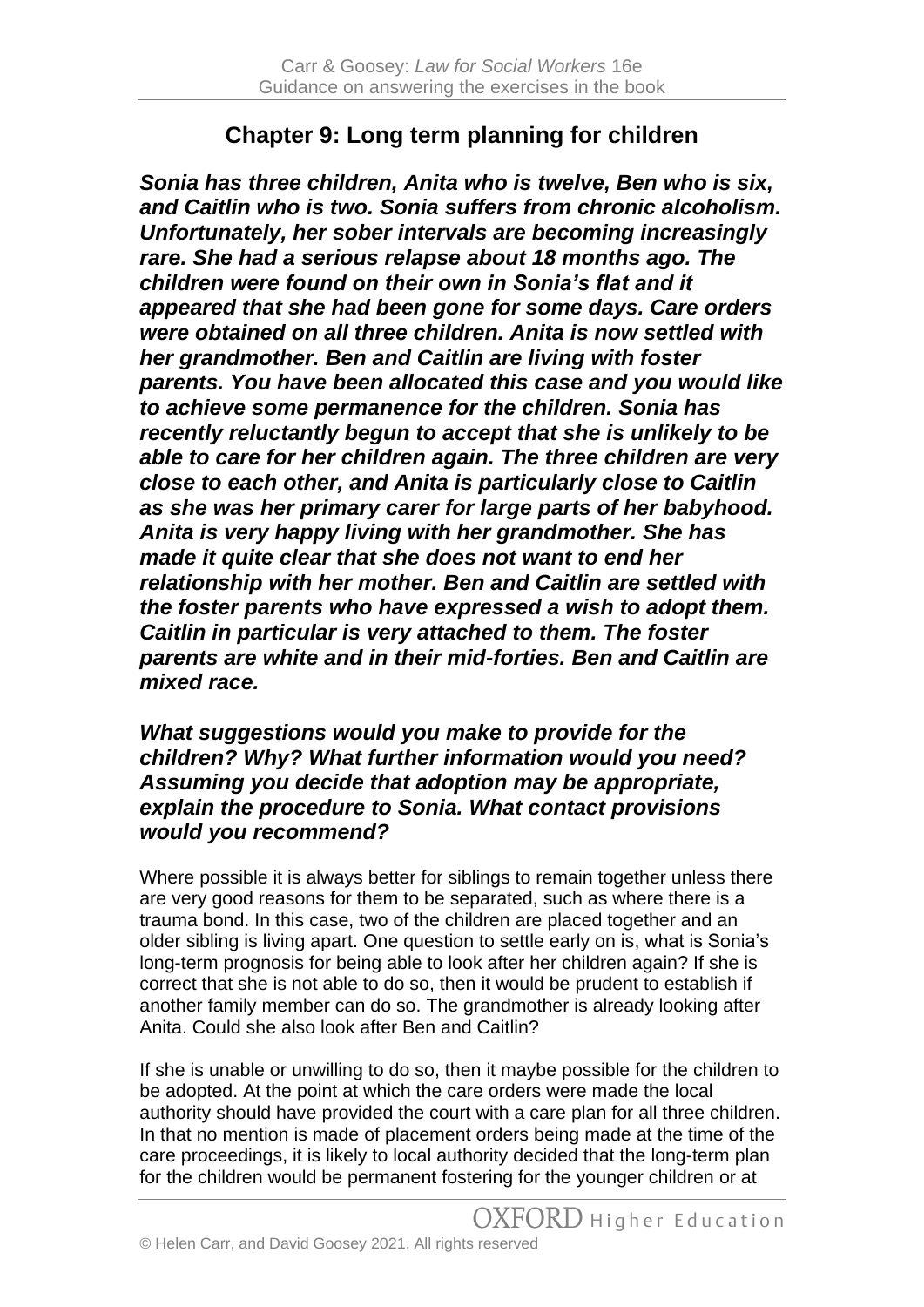## Chapter 9: Long term planning for children

***Sonia has three children, Anita who is twelve, Ben who is six, and Caitlin who is two. Sonia suffers from chronic alcoholism. Unfortunately, her sober intervals are becoming increasingly rare. She had a serious relapse about 18 months ago. The children were found on their own in Sonia's flat and it appeared that she had been gone for some days. Care orders were obtained on all three children. Anita is now settled with her grandmother. Ben and Caitlin are living with foster parents. You have been allocated this case and you would like to achieve some permanence for the children. Sonia has recently reluctantly begun to accept that she is unlikely to be able to care for her children again. The three children are very close to each other, and Anita is particularly close to Caitlin as she was her primary carer for large parts of her babyhood. Anita is very happy living with her grandmother. She has made it quite clear that she does not want to end her relationship with her mother. Ben and Caitlin are settled with the foster parents who have expressed a wish to adopt them. Caitlin in particular is very attached to them. The foster parents are white and in their mid-forties. Ben and Caitlin are mixed race.***

***What suggestions would you make to provide for the children? Why? What further information would you need? Assuming you decide that adoption may be appropriate, explain the procedure to Sonia. What contact provisions would you recommend?***

Where possible it is always better for siblings to remain together unless there are very good reasons for them to be separated, such as where there is a trauma bond. In this case, two of the children are placed together and an older sibling is living apart. One question to settle early on is, what is Sonia's long-term prognosis for being able to look after her children again? If she is correct that she is not able to do so, then it would be prudent to establish if another family member can do so. The grandmother is already looking after Anita. Could she also look after Ben and Caitlin?

If she is unable or unwilling to do so, then it maybe possible for the children to be adopted. At the point at which the care orders were made the local authority should have provided the court with a care plan for all three children. In that no mention is made of placement orders being made at the time of the care proceedings, it is likely to local authority decided that the long-term plan for the children would be permanent fostering for the younger children or at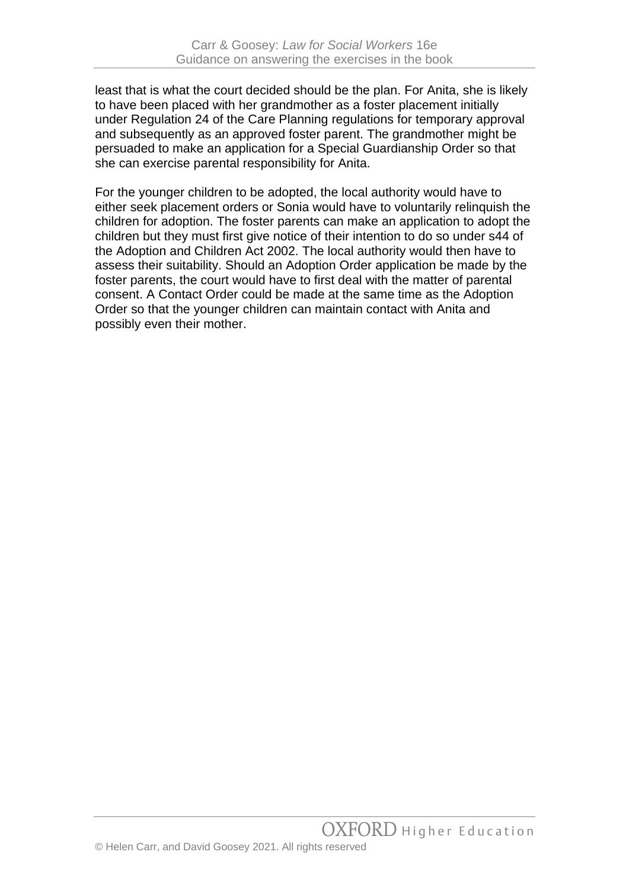least that is what the court decided should be the plan. For Anita, she is likely to have been placed with her grandmother as a foster placement initially under Regulation 24 of the Care Planning regulations for temporary approval and subsequently as an approved foster parent. The grandmother might be persuaded to make an application for a Special Guardianship Order so that she can exercise parental responsibility for Anita.

For the younger children to be adopted, the local authority would have to either seek placement orders or Sonia would have to voluntarily relinquish the children for adoption. The foster parents can make an application to adopt the children but they must first give notice of their intention to do so under s44 of the Adoption and Children Act 2002. The local authority would then have to assess their suitability. Should an Adoption Order application be made by the foster parents, the court would have to first deal with the matter of parental consent. A Contact Order could be made at the same time as the Adoption Order so that the younger children can maintain contact with Anita and possibly even their mother.